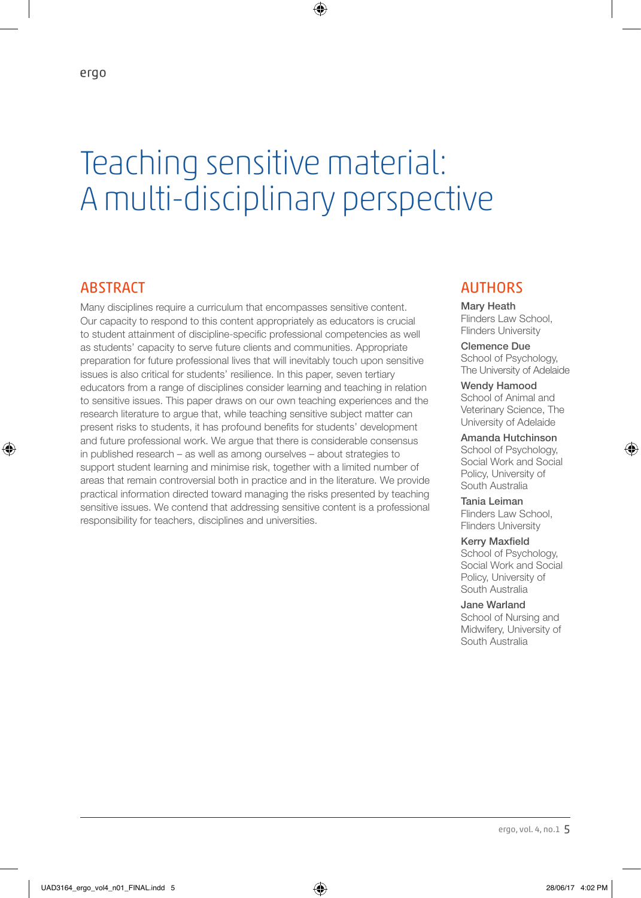# Teaching sensitive material: A multi-disciplinary perspective

## ABSTRACT

Many disciplines require a curriculum that encompasses sensitive content. Our capacity to respond to this content appropriately as educators is crucial to student attainment of discipline-specific professional competencies as well as students' capacity to serve future clients and communities. Appropriate preparation for future professional lives that will inevitably touch upon sensitive issues is also critical for students' resilience. In this paper, seven tertiary educators from a range of disciplines consider learning and teaching in relation to sensitive issues. This paper draws on our own teaching experiences and the research literature to argue that, while teaching sensitive subject matter can present risks to students, it has profound benefits for students' development and future professional work. We argue that there is considerable consensus in published research – as well as among ourselves – about strategies to support student learning and minimise risk, together with a limited number of areas that remain controversial both in practice and in the literature. We provide practical information directed toward managing the risks presented by teaching sensitive issues. We contend that addressing sensitive content is a professional responsibility for teachers, disciplines and universities.

## AUTHORS

**Mary Heath**
Flinders Law School, Flinders University

**Clemence Due**
School of Psychology, The University of Adelaide

**Wendy Hamood**
School of Animal and Veterinary Science, The University of Adelaide

**Amanda Hutchinson**
School of Psychology, Social Work and Social Policy, University of South Australia

**Tania Leiman**
Flinders Law School, Flinders University

**Kerry Maxfield**
School of Psychology, Social Work and Social Policy, University of South Australia

**Jane Warland**
School of Nursing and Midwifery, University of South Australia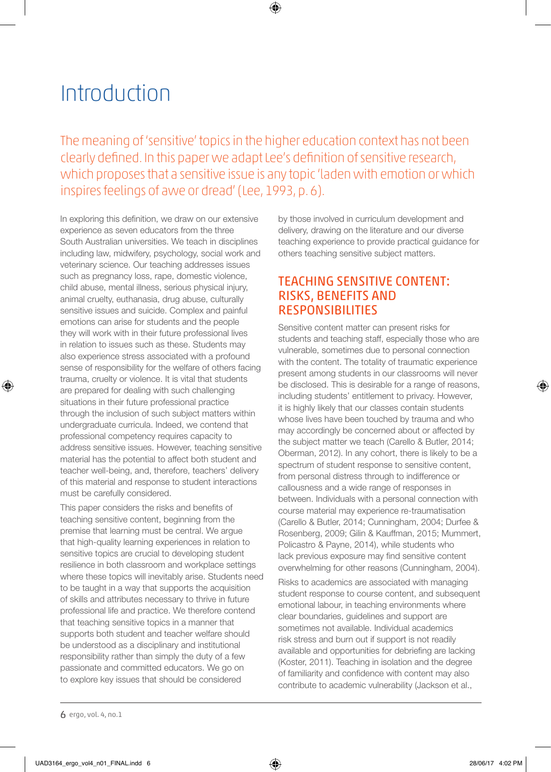# Introduction

The meaning of 'sensitive' topics in the higher education context has not been clearly defined. In this paper we adapt Lee's definition of sensitive research, which proposes that a sensitive issue is any topic 'laden with emotion or which inspires feelings of awe or dread' (Lee, 1993, p. 6).

In exploring this definition, we draw on our extensive experience as seven educators from the three South Australian universities. We teach in disciplines including law, midwifery, psychology, social work and veterinary science. Our teaching addresses issues such as pregnancy loss, rape, domestic violence, child abuse, mental illness, serious physical injury, animal cruelty, euthanasia, drug abuse, culturally sensitive issues and suicide. Complex and painful emotions can arise for students and the people they will work with in their future professional lives in relation to issues such as these. Students may also experience stress associated with a profound sense of responsibility for the welfare of others facing trauma, cruelty or violence. It is vital that students are prepared for dealing with such challenging situations in their future professional practice through the inclusion of such subject matters within undergraduate curricula. Indeed, we contend that professional competency requires capacity to address sensitive issues. However, teaching sensitive material has the potential to affect both student and teacher well-being, and, therefore, teachers' delivery of this material and response to student interactions must be carefully considered.

This paper considers the risks and benefits of teaching sensitive content, beginning from the premise that learning must be central. We argue that high-quality learning experiences in relation to sensitive topics are crucial to developing student resilience in both classroom and workplace settings where these topics will inevitably arise. Students need to be taught in a way that supports the acquisition of skills and attributes necessary to thrive in future professional life and practice. We therefore contend that teaching sensitive topics in a manner that supports both student and teacher welfare should be understood as a disciplinary and institutional responsibility rather than simply the duty of a few passionate and committed educators. We go on to explore key issues that should be considered by those involved in curriculum development and delivery, drawing on the literature and our diverse teaching experience to provide practical guidance for others teaching sensitive subject matters.

## TEACHING SENSITIVE CONTENT: RISKS, BENEFITS AND RESPONSIBILITIES

Sensitive content matter can present risks for students and teaching staff, especially those who are vulnerable, sometimes due to personal connection with the content. The totality of traumatic experience present among students in our classrooms will never be disclosed. This is desirable for a range of reasons, including students' entitlement to privacy. However, it is highly likely that our classes contain students whose lives have been touched by trauma and who may accordingly be concerned about or affected by the subject matter we teach (Carello & Butler, 2014; Oberman, 2012). In any cohort, there is likely to be a spectrum of student response to sensitive content, from personal distress through to indifference or callousness and a wide range of responses in between. Individuals with a personal connection with course material may experience re-traumatisation (Carello & Butler, 2014; Cunningham, 2004; Durfee & Rosenberg, 2009; Gilin & Kauffman, 2015; Mummert, Policastro & Payne, 2014), while students who lack previous exposure may find sensitive content overwhelming for other reasons (Cunningham, 2004).

Risks to academics are associated with managing student response to course content, and subsequent emotional labour, in teaching environments where clear boundaries, guidelines and support are sometimes not available. Individual academics risk stress and burn out if support is not readily available and opportunities for debriefing are lacking (Koster, 2011). Teaching in isolation and the degree of familiarity and confidence with content may also contribute to academic vulnerability (Jackson et al.,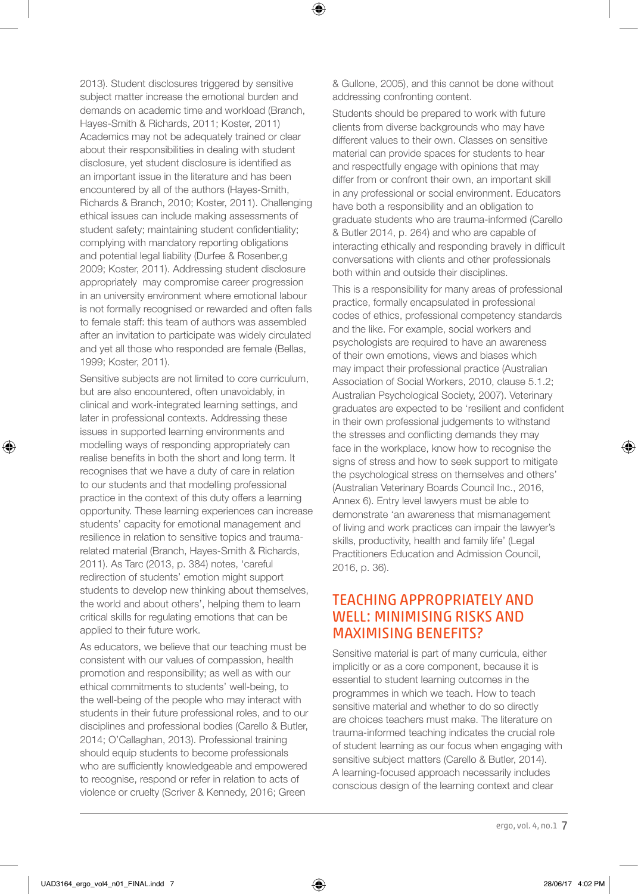2013). Student disclosures triggered by sensitive subject matter increase the emotional burden and demands on academic time and workload (Branch, Hayes-Smith & Richards, 2011; Koster, 2011) Academics may not be adequately trained or clear about their responsibilities in dealing with student disclosure, yet student disclosure is identified as an important issue in the literature and has been encountered by all of the authors (Hayes-Smith, Richards & Branch, 2010; Koster, 2011). Challenging ethical issues can include making assessments of student safety; maintaining student confidentiality; complying with mandatory reporting obligations and potential legal liability (Durfee & Rosenber,g 2009; Koster, 2011). Addressing student disclosure appropriately may compromise career progression in an university environment where emotional labour is not formally recognised or rewarded and often falls to female staff: this team of authors was assembled after an invitation to participate was widely circulated and yet all those who responded are female (Bellas, 1999; Koster, 2011).

Sensitive subjects are not limited to core curriculum, but are also encountered, often unavoidably, in clinical and work-integrated learning settings, and later in professional contexts. Addressing these issues in supported learning environments and modelling ways of responding appropriately can realise benefits in both the short and long term. It recognises that we have a duty of care in relation to our students and that modelling professional practice in the context of this duty offers a learning opportunity. These learning experiences can increase students' capacity for emotional management and resilience in relation to sensitive topics and trauma-related material (Branch, Hayes-Smith & Richards, 2011). As Tarc (2013, p. 384) notes, 'careful redirection of students' emotion might support students to develop new thinking about themselves, the world and about others', helping them to learn critical skills for regulating emotions that can be applied to their future work.

As educators, we believe that our teaching must be consistent with our values of compassion, health promotion and responsibility; as well as with our ethical commitments to students' well-being, to the well-being of the people who may interact with students in their future professional roles, and to our disciplines and professional bodies (Carello & Butler, 2014; O'Callaghan, 2013). Professional training should equip students to become professionals who are sufficiently knowledgeable and empowered to recognise, respond or refer in relation to acts of violence or cruelty (Scriver & Kennedy, 2016; Green & Gullone, 2005), and this cannot be done without addressing confronting content.

Students should be prepared to work with future clients from diverse backgrounds who may have different values to their own. Classes on sensitive material can provide spaces for students to hear and respectfully engage with opinions that may differ from or confront their own, an important skill in any professional or social environment. Educators have both a responsibility and an obligation to graduate students who are trauma-informed (Carello & Butler 2014, p. 264) and who are capable of interacting ethically and responding bravely in difficult conversations with clients and other professionals both within and outside their disciplines.

This is a responsibility for many areas of professional practice, formally encapsulated in professional codes of ethics, professional competency standards and the like. For example, social workers and psychologists are required to have an awareness of their own emotions, views and biases which may impact their professional practice (Australian Association of Social Workers, 2010, clause 5.1.2; Australian Psychological Society, 2007). Veterinary graduates are expected to be 'resilient and confident in their own professional judgements to withstand the stresses and conflicting demands they may face in the workplace, know how to recognise the signs of stress and how to seek support to mitigate the psychological stress on themselves and others' (Australian Veterinary Boards Council Inc., 2016, Annex 6). Entry level lawyers must be able to demonstrate 'an awareness that mismanagement of living and work practices can impair the lawyer's skills, productivity, health and family life' (Legal Practitioners Education and Admission Council, 2016, p. 36).

## TEACHING APPROPRIATELY AND WELL: MINIMISING RISKS AND MAXIMISING BENEFITS?

Sensitive material is part of many curricula, either implicitly or as a core component, because it is essential to student learning outcomes in the programmes in which we teach. How to teach sensitive material and whether to do so directly are choices teachers must make. The literature on trauma-informed teaching indicates the crucial role of student learning as our focus when engaging with sensitive subject matters (Carello & Butler, 2014). A learning-focused approach necessarily includes conscious design of the learning context and clear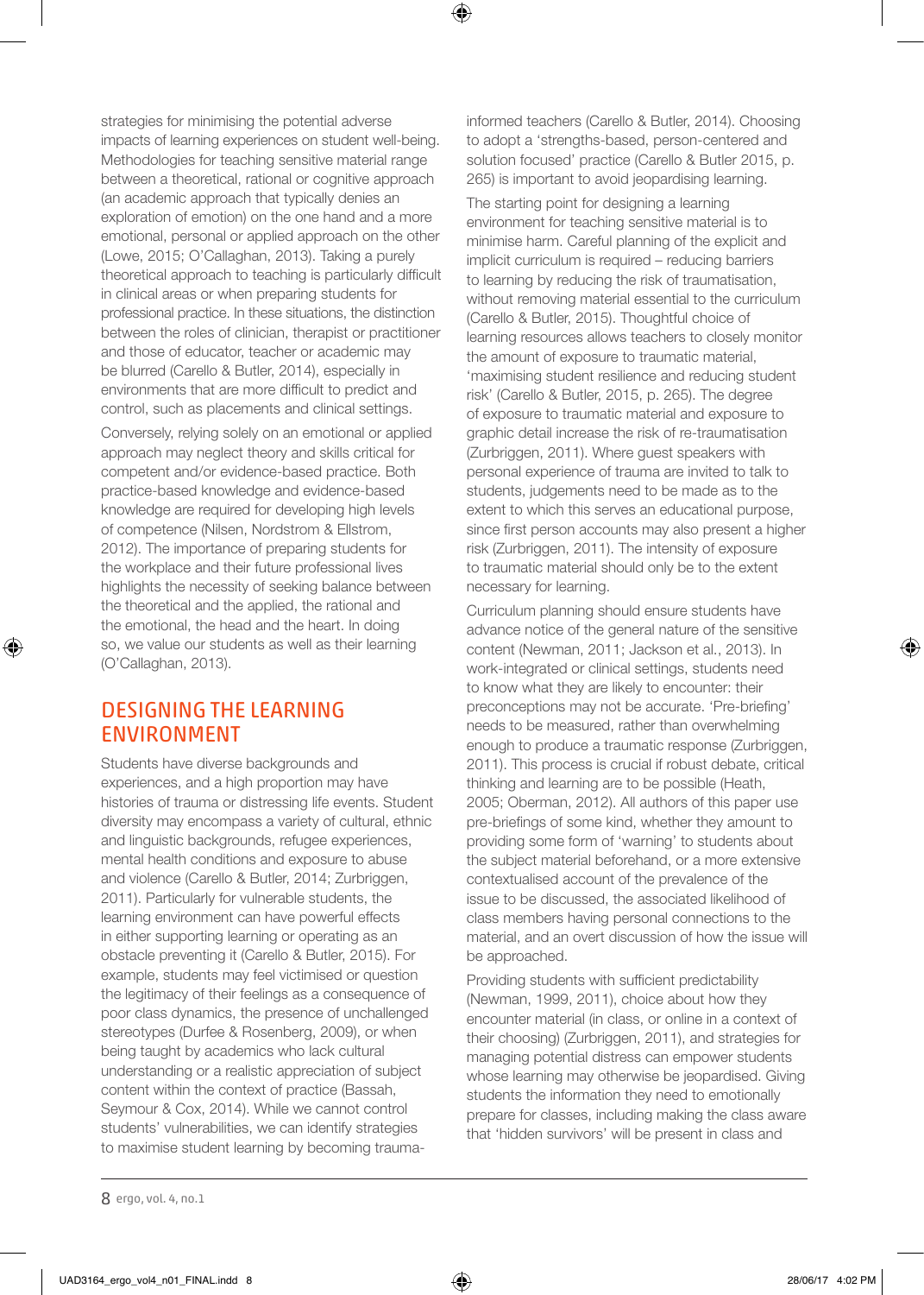strategies for minimising the potential adverse impacts of learning experiences on student well-being. Methodologies for teaching sensitive material range between a theoretical, rational or cognitive approach (an academic approach that typically denies an exploration of emotion) on the one hand and a more emotional, personal or applied approach on the other (Lowe, 2015; O'Callaghan, 2013). Taking a purely theoretical approach to teaching is particularly difficult in clinical areas or when preparing students for professional practice. In these situations, the distinction between the roles of clinician, therapist or practitioner and those of educator, teacher or academic may be blurred (Carello & Butler, 2014), especially in environments that are more difficult to predict and control, such as placements and clinical settings.

Conversely, relying solely on an emotional or applied approach may neglect theory and skills critical for competent and/or evidence-based practice. Both practice-based knowledge and evidence-based knowledge are required for developing high levels of competence (Nilsen, Nordstrom & Ellstrom, 2012). The importance of preparing students for the workplace and their future professional lives highlights the necessity of seeking balance between the theoretical and the applied, the rational and the emotional, the head and the heart. In doing so, we value our students as well as their learning (O'Callaghan, 2013).

## DESIGNING THE LEARNING ENVIRONMENT

Students have diverse backgrounds and experiences, and a high proportion may have histories of trauma or distressing life events. Student diversity may encompass a variety of cultural, ethnic and linguistic backgrounds, refugee experiences, mental health conditions and exposure to abuse and violence (Carello & Butler, 2014; Zurbriggen, 2011). Particularly for vulnerable students, the learning environment can have powerful effects in either supporting learning or operating as an obstacle preventing it (Carello & Butler, 2015). For example, students may feel victimised or question the legitimacy of their feelings as a consequence of poor class dynamics, the presence of unchallenged stereotypes (Durfee & Rosenberg, 2009), or when being taught by academics who lack cultural understanding or a realistic appreciation of subject content within the context of practice (Bassah, Seymour & Cox, 2014). While we cannot control students' vulnerabilities, we can identify strategies to maximise student learning by becoming trauma-informed teachers (Carello & Butler, 2014). Choosing to adopt a 'strengths-based, person-centered and solution focused' practice (Carello & Butler 2015, p. 265) is important to avoid jeopardising learning.

The starting point for designing a learning environment for teaching sensitive material is to minimise harm. Careful planning of the explicit and implicit curriculum is required – reducing barriers to learning by reducing the risk of traumatisation, without removing material essential to the curriculum (Carello & Butler, 2015). Thoughtful choice of learning resources allows teachers to closely monitor the amount of exposure to traumatic material, 'maximising student resilience and reducing student risk' (Carello & Butler, 2015, p. 265). The degree of exposure to traumatic material and exposure to graphic detail increase the risk of re-traumatisation (Zurbriggen, 2011). Where guest speakers with personal experience of trauma are invited to talk to students, judgements need to be made as to the extent to which this serves an educational purpose, since first person accounts may also present a higher risk (Zurbriggen, 2011). The intensity of exposure to traumatic material should only be to the extent necessary for learning.

Curriculum planning should ensure students have advance notice of the general nature of the sensitive content (Newman, 2011; Jackson et al., 2013). In work-integrated or clinical settings, students need to know what they are likely to encounter: their preconceptions may not be accurate. 'Pre-briefing' needs to be measured, rather than overwhelming enough to produce a traumatic response (Zurbriggen, 2011). This process is crucial if robust debate, critical thinking and learning are to be possible (Heath, 2005; Oberman, 2012). All authors of this paper use pre-briefings of some kind, whether they amount to providing some form of 'warning' to students about the subject material beforehand, or a more extensive contextualised account of the prevalence of the issue to be discussed, the associated likelihood of class members having personal connections to the material, and an overt discussion of how the issue will be approached.

Providing students with sufficient predictability (Newman, 1999, 2011), choice about how they encounter material (in class, or online in a context of their choosing) (Zurbriggen, 2011), and strategies for managing potential distress can empower students whose learning may otherwise be jeopardised. Giving students the information they need to emotionally prepare for classes, including making the class aware that 'hidden survivors' will be present in class and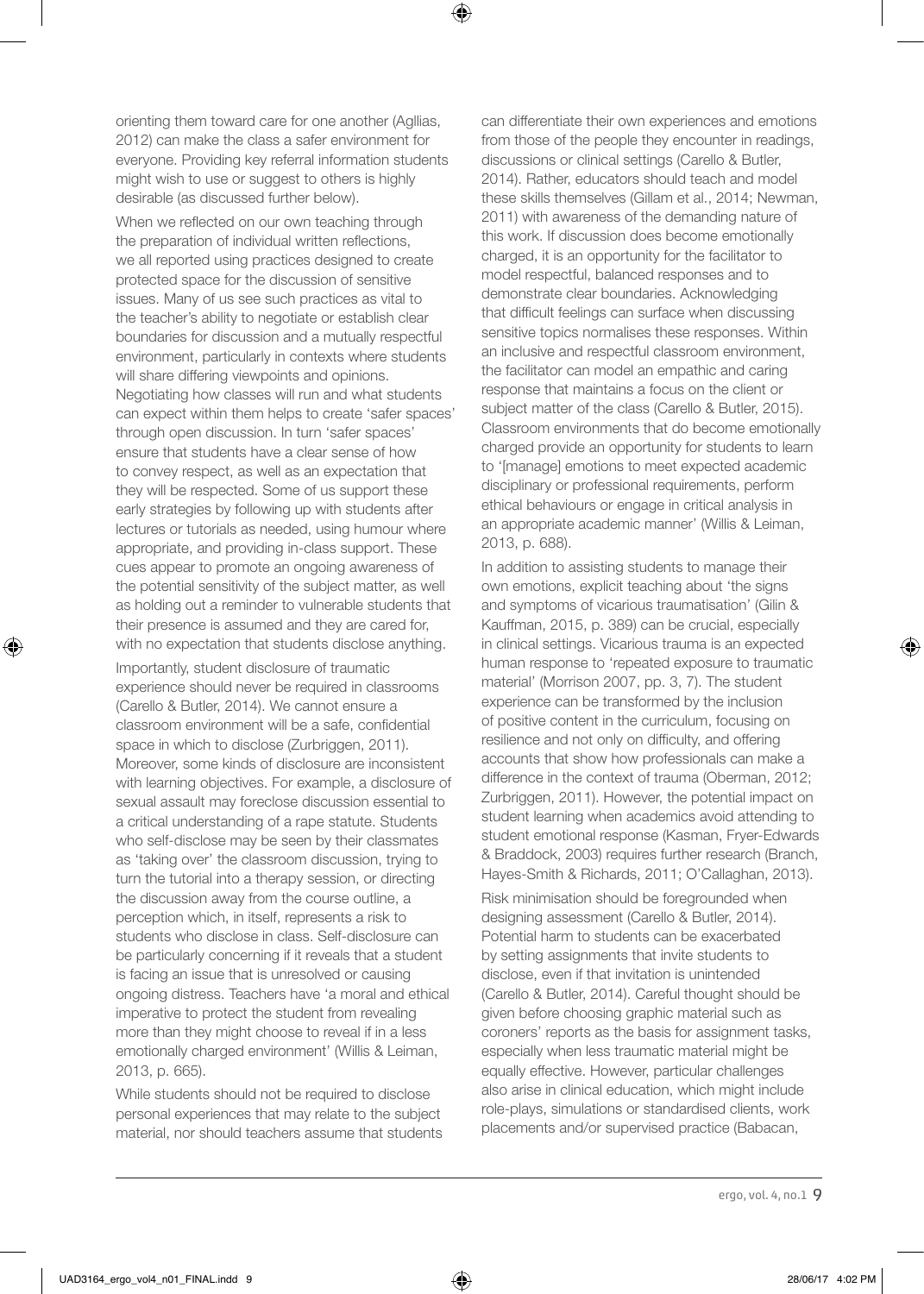orienting them toward care for one another (Agllias, 2012) can make the class a safer environment for everyone. Providing key referral information students might wish to use or suggest to others is highly desirable (as discussed further below).

When we reflected on our own teaching through the preparation of individual written reflections, we all reported using practices designed to create protected space for the discussion of sensitive issues. Many of us see such practices as vital to the teacher's ability to negotiate or establish clear boundaries for discussion and a mutually respectful environment, particularly in contexts where students will share differing viewpoints and opinions. Negotiating how classes will run and what students can expect within them helps to create 'safer spaces' through open discussion. In turn 'safer spaces' ensure that students have a clear sense of how to convey respect, as well as an expectation that they will be respected. Some of us support these early strategies by following up with students after lectures or tutorials as needed, using humour where appropriate, and providing in-class support. These cues appear to promote an ongoing awareness of the potential sensitivity of the subject matter, as well as holding out a reminder to vulnerable students that their presence is assumed and they are cared for, with no expectation that students disclose anything.

Importantly, student disclosure of traumatic experience should never be required in classrooms (Carello & Butler, 2014). We cannot ensure a classroom environment will be a safe, confidential space in which to disclose (Zurbriggen, 2011). Moreover, some kinds of disclosure are inconsistent with learning objectives. For example, a disclosure of sexual assault may foreclose discussion essential to a critical understanding of a rape statute. Students who self-disclose may be seen by their classmates as 'taking over' the classroom discussion, trying to turn the tutorial into a therapy session, or directing the discussion away from the course outline, a perception which, in itself, represents a risk to students who disclose in class. Self-disclosure can be particularly concerning if it reveals that a student is facing an issue that is unresolved or causing ongoing distress. Teachers have 'a moral and ethical imperative to protect the student from revealing more than they might choose to reveal if in a less emotionally charged environment' (Willis & Leiman, 2013, p. 665).

While students should not be required to disclose personal experiences that may relate to the subject material, nor should teachers assume that students can differentiate their own experiences and emotions from those of the people they encounter in readings, discussions or clinical settings (Carello & Butler, 2014). Rather, educators should teach and model these skills themselves (Gillam et al., 2014; Newman, 2011) with awareness of the demanding nature of this work. If discussion does become emotionally charged, it is an opportunity for the facilitator to model respectful, balanced responses and to demonstrate clear boundaries. Acknowledging that difficult feelings can surface when discussing sensitive topics normalises these responses. Within an inclusive and respectful classroom environment, the facilitator can model an empathic and caring response that maintains a focus on the client or subject matter of the class (Carello & Butler, 2015). Classroom environments that do become emotionally charged provide an opportunity for students to learn to '[manage] emotions to meet expected academic disciplinary or professional requirements, perform ethical behaviours or engage in critical analysis in an appropriate academic manner' (Willis & Leiman, 2013, p. 688).

In addition to assisting students to manage their own emotions, explicit teaching about 'the signs and symptoms of vicarious traumatisation' (Gilin & Kauffman, 2015, p. 389) can be crucial, especially in clinical settings. Vicarious trauma is an expected human response to 'repeated exposure to traumatic material' (Morrison 2007, pp. 3, 7). The student experience can be transformed by the inclusion of positive content in the curriculum, focusing on resilience and not only on difficulty, and offering accounts that show how professionals can make a difference in the context of trauma (Oberman, 2012; Zurbriggen, 2011). However, the potential impact on student learning when academics avoid attending to student emotional response (Kasman, Fryer-Edwards & Braddock, 2003) requires further research (Branch, Hayes-Smith & Richards, 2011; O'Callaghan, 2013).

Risk minimisation should be foregrounded when designing assessment (Carello & Butler, 2014). Potential harm to students can be exacerbated by setting assignments that invite students to disclose, even if that invitation is unintended (Carello & Butler, 2014). Careful thought should be given before choosing graphic material such as coroners' reports as the basis for assignment tasks, especially when less traumatic material might be equally effective. However, particular challenges also arise in clinical education, which might include role-plays, simulations or standardised clients, work placements and/or supervised practice (Babacan,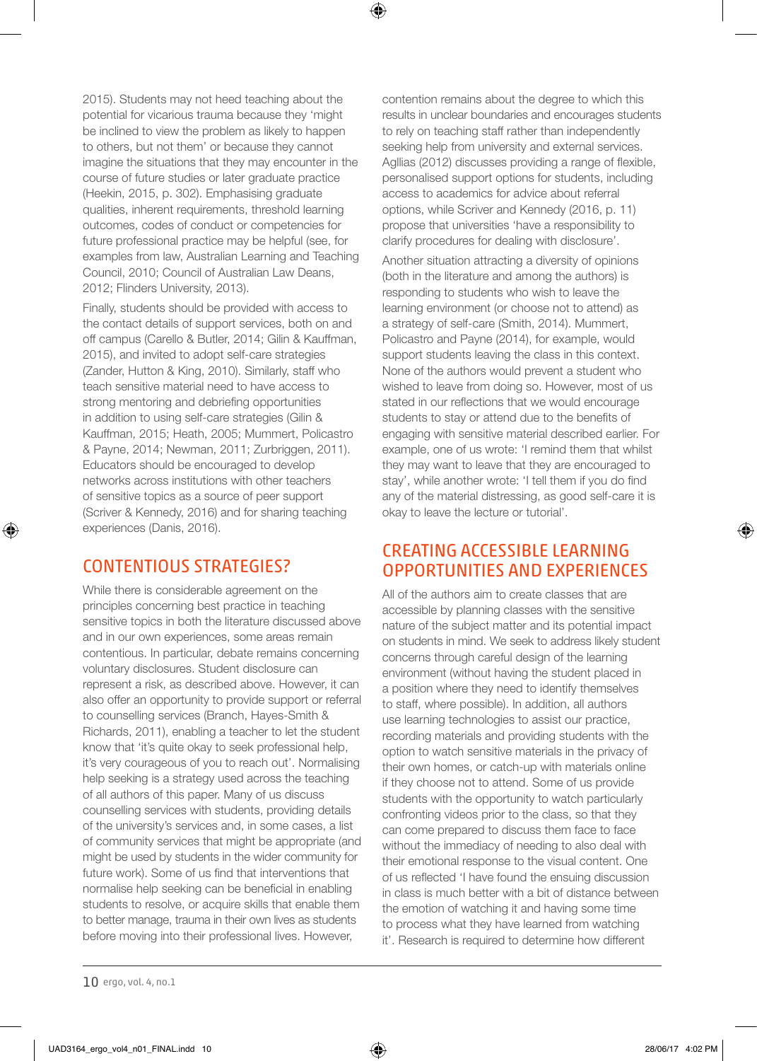2015). Students may not heed teaching about the potential for vicarious trauma because they 'might be inclined to view the problem as likely to happen to others, but not them' or because they cannot imagine the situations that they may encounter in the course of future studies or later graduate practice (Heekin, 2015, p. 302). Emphasising graduate qualities, inherent requirements, threshold learning outcomes, codes of conduct or competencies for future professional practice may be helpful (see, for examples from law, Australian Learning and Teaching Council, 2010; Council of Australian Law Deans, 2012; Flinders University, 2013).

Finally, students should be provided with access to the contact details of support services, both on and off campus (Carello & Butler, 2014; Gilin & Kauffman, 2015), and invited to adopt self-care strategies (Zander, Hutton & King, 2010). Similarly, staff who teach sensitive material need to have access to strong mentoring and debriefing opportunities in addition to using self-care strategies (Gilin & Kauffman, 2015; Heath, 2005; Mummert, Policastro & Payne, 2014; Newman, 2011; Zurbriggen, 2011). Educators should be encouraged to develop networks across institutions with other teachers of sensitive topics as a source of peer support (Scriver & Kennedy, 2016) and for sharing teaching experiences (Danis, 2016).

## CONTENTIOUS STRATEGIES?

While there is considerable agreement on the principles concerning best practice in teaching sensitive topics in both the literature discussed above and in our own experiences, some areas remain contentious. In particular, debate remains concerning voluntary disclosures. Student disclosure can represent a risk, as described above. However, it can also offer an opportunity to provide support or referral to counselling services (Branch, Hayes-Smith & Richards, 2011), enabling a teacher to let the student know that 'it's quite okay to seek professional help, it's very courageous of you to reach out'. Normalising help seeking is a strategy used across the teaching of all authors of this paper. Many of us discuss counselling services with students, providing details of the university's services and, in some cases, a list of community services that might be appropriate (and might be used by students in the wider community for future work). Some of us find that interventions that normalise help seeking can be beneficial in enabling students to resolve, or acquire skills that enable them to better manage, trauma in their own lives as students before moving into their professional lives. However, contention remains about the degree to which this results in unclear boundaries and encourages students to rely on teaching staff rather than independently seeking help from university and external services. Agllias (2012) discusses providing a range of flexible, personalised support options for students, including access to academics for advice about referral options, while Scriver and Kennedy (2016, p. 11) propose that universities 'have a responsibility to clarify procedures for dealing with disclosure'.

Another situation attracting a diversity of opinions (both in the literature and among the authors) is responding to students who wish to leave the learning environment (or choose not to attend) as a strategy of self-care (Smith, 2014). Mummert, Policastro and Payne (2014), for example, would support students leaving the class in this context. None of the authors would prevent a student who wished to leave from doing so. However, most of us stated in our reflections that we would encourage students to stay or attend due to the benefits of engaging with sensitive material described earlier. For example, one of us wrote: 'I remind them that whilst they may want to leave that they are encouraged to stay', while another wrote: 'I tell them if you do find any of the material distressing, as good self-care it is okay to leave the lecture or tutorial'.

## CREATING ACCESSIBLE LEARNING OPPORTUNITIES AND EXPERIENCES

All of the authors aim to create classes that are accessible by planning classes with the sensitive nature of the subject matter and its potential impact on students in mind. We seek to address likely student concerns through careful design of the learning environment (without having the student placed in a position where they need to identify themselves to staff, where possible). In addition, all authors use learning technologies to assist our practice, recording materials and providing students with the option to watch sensitive materials in the privacy of their own homes, or catch-up with materials online if they choose not to attend. Some of us provide students with the opportunity to watch particularly confronting videos prior to the class, so that they can come prepared to discuss them face to face without the immediacy of needing to also deal with their emotional response to the visual content. One of us reflected 'I have found the ensuing discussion in class is much better with a bit of distance between the emotion of watching it and having some time to process what they have learned from watching it'. Research is required to determine how different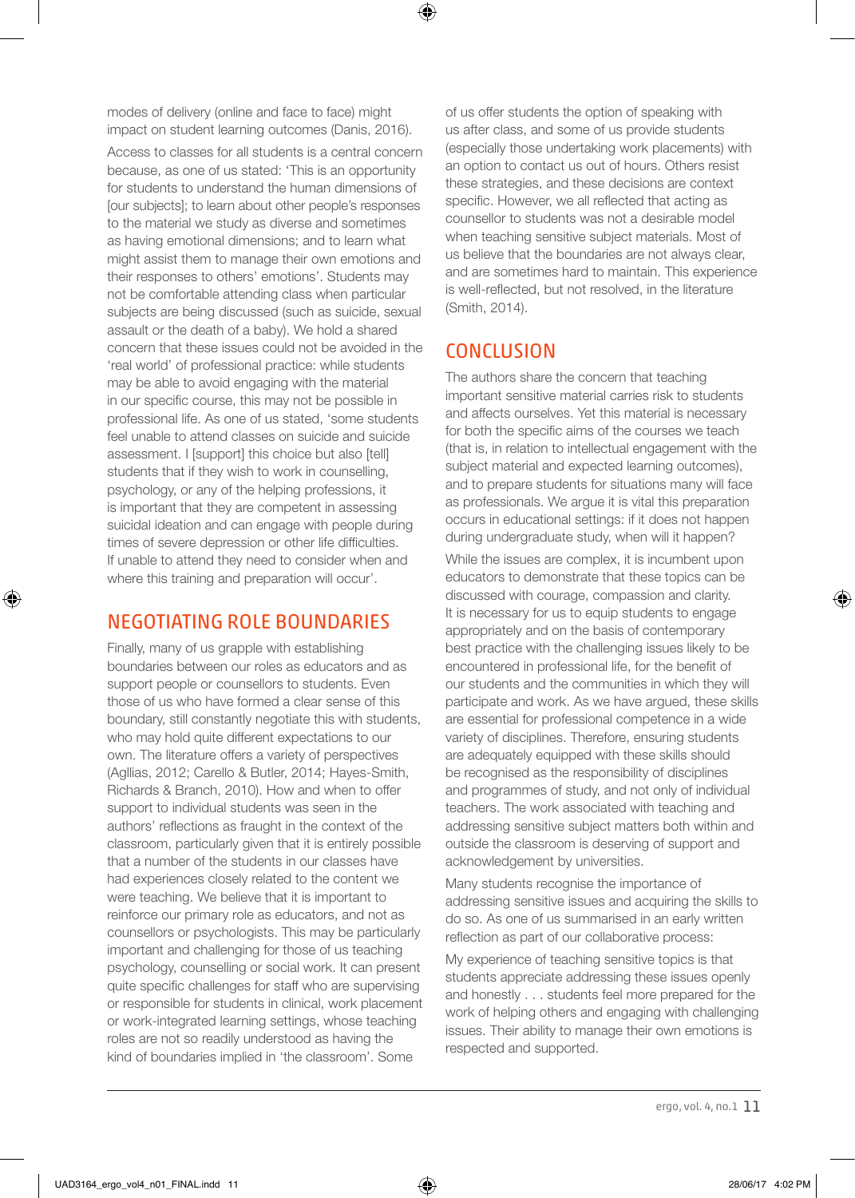modes of delivery (online and face to face) might impact on student learning outcomes (Danis, 2016).

Access to classes for all students is a central concern because, as one of us stated: 'This is an opportunity for students to understand the human dimensions of [our subjects]; to learn about other people's responses to the material we study as diverse and sometimes as having emotional dimensions; and to learn what might assist them to manage their own emotions and their responses to others' emotions'. Students may not be comfortable attending class when particular subjects are being discussed (such as suicide, sexual assault or the death of a baby). We hold a shared concern that these issues could not be avoided in the 'real world' of professional practice: while students may be able to avoid engaging with the material in our specific course, this may not be possible in professional life. As one of us stated, 'some students feel unable to attend classes on suicide and suicide assessment. I [support] this choice but also [tell] students that if they wish to work in counselling, psychology, or any of the helping professions, it is important that they are competent in assessing suicidal ideation and can engage with people during times of severe depression or other life difficulties. If unable to attend they need to consider when and where this training and preparation will occur'.

## NEGOTIATING ROLE BOUNDARIES

Finally, many of us grapple with establishing boundaries between our roles as educators and as support people or counsellors to students. Even those of us who have formed a clear sense of this boundary, still constantly negotiate this with students, who may hold quite different expectations to our own. The literature offers a variety of perspectives (Agllias, 2012; Carello & Butler, 2014; Hayes-Smith, Richards & Branch, 2010). How and when to offer support to individual students was seen in the authors' reflections as fraught in the context of the classroom, particularly given that it is entirely possible that a number of the students in our classes have had experiences closely related to the content we were teaching. We believe that it is important to reinforce our primary role as educators, and not as counsellors or psychologists. This may be particularly important and challenging for those of us teaching psychology, counselling or social work. It can present quite specific challenges for staff who are supervising or responsible for students in clinical, work placement or work-integrated learning settings, whose teaching roles are not so readily understood as having the kind of boundaries implied in 'the classroom'. Some of us offer students the option of speaking with us after class, and some of us provide students (especially those undertaking work placements) with an option to contact us out of hours. Others resist these strategies, and these decisions are context specific. However, we all reflected that acting as counsellor to students was not a desirable model when teaching sensitive subject materials. Most of us believe that the boundaries are not always clear, and are sometimes hard to maintain. This experience is well-reflected, but not resolved, in the literature (Smith, 2014).

## CONCLUSION

The authors share the concern that teaching important sensitive material carries risk to students and affects ourselves. Yet this material is necessary for both the specific aims of the courses we teach (that is, in relation to intellectual engagement with the subject material and expected learning outcomes), and to prepare students for situations many will face as professionals. We argue it is vital this preparation occurs in educational settings: if it does not happen during undergraduate study, when will it happen?

While the issues are complex, it is incumbent upon educators to demonstrate that these topics can be discussed with courage, compassion and clarity. It is necessary for us to equip students to engage appropriately and on the basis of contemporary best practice with the challenging issues likely to be encountered in professional life, for the benefit of our students and the communities in which they will participate and work. As we have argued, these skills are essential for professional competence in a wide variety of disciplines. Therefore, ensuring students are adequately equipped with these skills should be recognised as the responsibility of disciplines and programmes of study, and not only of individual teachers. The work associated with teaching and addressing sensitive subject matters both within and outside the classroom is deserving of support and acknowledgement by universities.

Many students recognise the importance of addressing sensitive issues and acquiring the skills to do so. As one of us summarised in an early written reflection as part of our collaborative process:

> My experience of teaching sensitive topics is that students appreciate addressing these issues openly and honestly . . . students feel more prepared for the work of helping others and engaging with challenging issues. Their ability to manage their own emotions is respected and supported.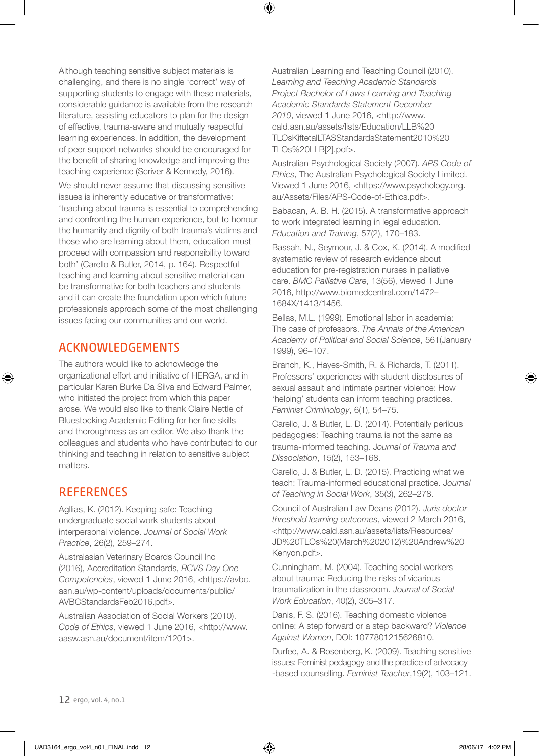Although teaching sensitive subject materials is challenging, and there is no single 'correct' way of supporting students to engage with these materials, considerable guidance is available from the research literature, assisting educators to plan for the design of effective, trauma-aware and mutually respectful learning experiences. In addition, the development of peer support networks should be encouraged for the benefit of sharing knowledge and improving the teaching experience (Scriver & Kennedy, 2016).

We should never assume that discussing sensitive issues is inherently educative or transformative: 'teaching about trauma is essential to comprehending and confronting the human experience, but to honour the humanity and dignity of both trauma's victims and those who are learning about them, education must proceed with compassion and responsibility toward both' (Carello & Butler, 2014, p. 164). Respectful teaching and learning about sensitive material can be transformative for both teachers and students and it can create the foundation upon which future professionals approach some of the most challenging issues facing our communities and our world.

## ACKNOWLEDGEMENTS

The authors would like to acknowledge the organizational effort and initiative of HERGA, and in particular Karen Burke Da Silva and Edward Palmer, who initiated the project from which this paper arose. We would also like to thank Claire Nettle of Bluestocking Academic Editing for her fine skills and thoroughness as an editor. We also thank the colleagues and students who have contributed to our thinking and teaching in relation to sensitive subject matters.

## REFERENCES

Agllias, K. (2012). Keeping safe: Teaching undergraduate social work students about interpersonal violence. *Journal of Social Work Practice*, 26(2), 259–274.

Australasian Veterinary Boards Council Inc (2016), Accreditation Standards, *RCVS Day One Competencies*, viewed 1 June 2016, <https://avbc.asn.au/wp-content/uploads/documents/public/AVBCStandardsFeb2016.pdf>.

Australian Association of Social Workers (2010). *Code of Ethics*, viewed 1 June 2016, <http://www.aasw.asn.au/document/item/1201>.

Australian Learning and Teaching Council (2010). *Learning and Teaching Academic Standards Project Bachelor of Laws Learning and Teaching Academic Standards Statement December 2010*, viewed 1 June 2016, <http://www.cald.asn.au/assets/lists/Education/LLB%20TLOsKiftetalLTASStandardsStatement2010%20TLOs%20LLB[2].pdf>.

Australian Psychological Society (2007). *APS Code of Ethics*, The Australian Psychological Society Limited. Viewed 1 June 2016, <https://www.psychology.org.au/Assets/Files/APS-Code-of-Ethics.pdf>.

Babacan, A. B. H. (2015). A transformative approach to work integrated learning in legal education. *Education and Training*, 57(2), 170–183.

Bassah, N., Seymour, J. & Cox, K. (2014). A modified systematic review of research evidence about education for pre-registration nurses in palliative care. *BMC Palliative Care*, 13(56), viewed 1 June 2016, http://www.biomedcentral.com/1472–1684X/1413/1456.

Bellas, M.L. (1999). Emotional labor in academia: The case of professors. *The Annals of the American Academy of Political and Social Science*, 561(January 1999), 96–107.

Branch, K., Hayes-Smith, R. & Richards, T. (2011). Professors' experiences with student disclosures of sexual assault and intimate partner violence: How 'helping' students can inform teaching practices. *Feminist Criminology*, 6(1), 54–75.

Carello, J. & Butler, L. D. (2014). Potentially perilous pedagogies: Teaching trauma is not the same as trauma-informed teaching. *Journal of Trauma and Dissociation*, 15(2), 153–168.

Carello, J. & Butler, L. D. (2015). Practicing what we teach: Trauma-informed educational practice. *Journal of Teaching in Social Work*, 35(3), 262–278.

Council of Australian Law Deans (2012). *Juris doctor threshold learning outcomes*, viewed 2 March 2016, <http://www.cald.asn.au/assets/lists/Resources/JD%20TLOs%20(March%202012)%20Andrew%20Kenyon.pdf>.

Cunningham, M. (2004). Teaching social workers about trauma: Reducing the risks of vicarious traumatization in the classroom. *Journal of Social Work Education*, 40(2), 305–317.

Danis, F. S. (2016). Teaching domestic violence online: A step forward or a step backward? *Violence Against Women*, DOI: 1077801215626810.

Durfee, A. & Rosenberg, K. (2009). Teaching sensitive issues: Feminist pedagogy and the practice of advocacy-based counselling. *Feminist Teacher*, 19(2), 103–121.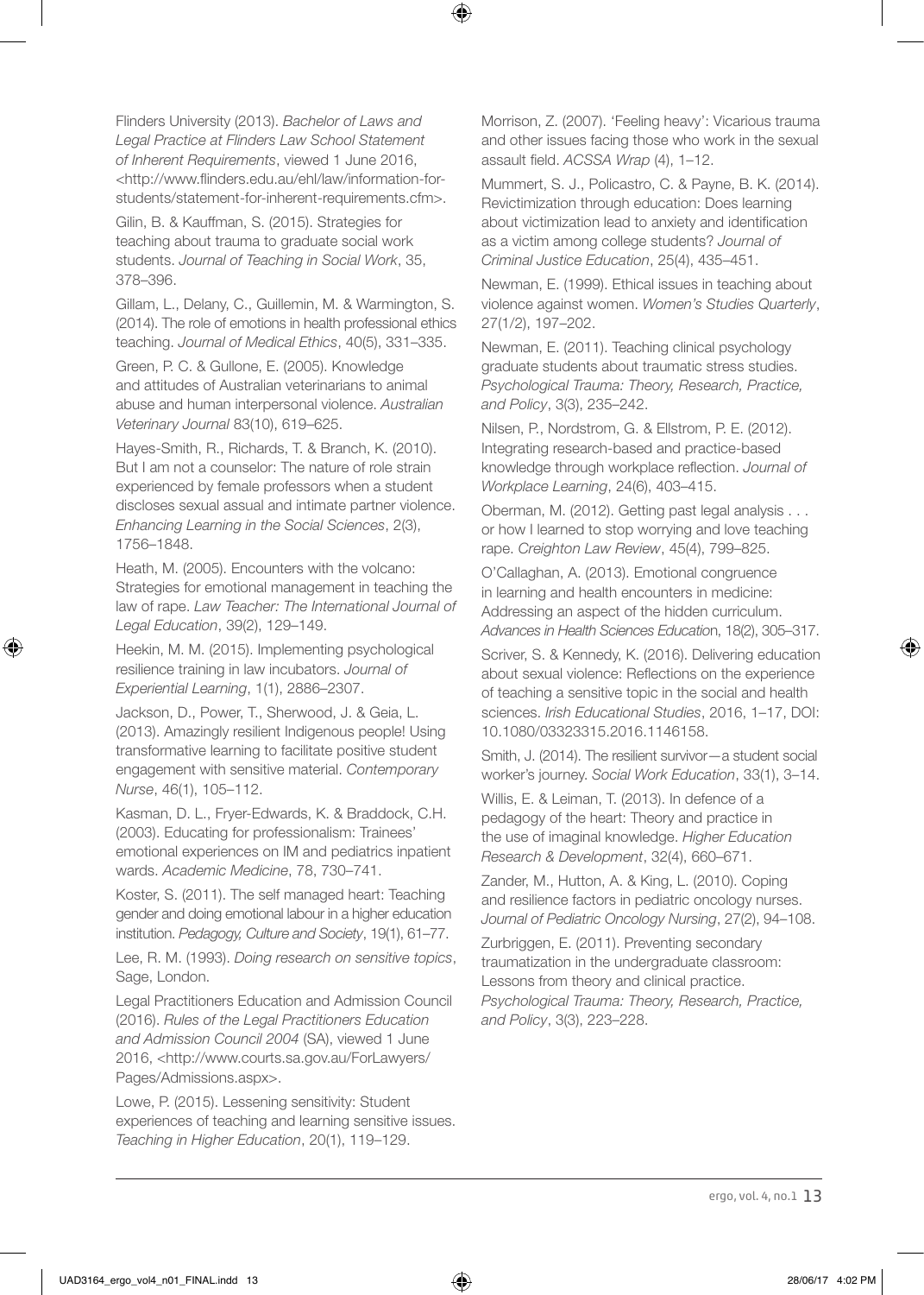Flinders University (2013). *Bachelor of Laws and Legal Practice at Flinders Law School Statement of Inherent Requirements*, viewed 1 June 2016, <http://www.flinders.edu.au/ehl/law/information-for-students/statement-for-inherent-requirements.cfm>.

Gilin, B. & Kauffman, S. (2015). Strategies for teaching about trauma to graduate social work students. *Journal of Teaching in Social Work*, 35, 378–396.

Gillam, L., Delany, C., Guillemin, M. & Warmington, S. (2014). The role of emotions in health professional ethics teaching. *Journal of Medical Ethics*, 40(5), 331–335.

Green, P. C. & Gullone, E. (2005). Knowledge and attitudes of Australian veterinarians to animal abuse and human interpersonal violence. *Australian Veterinary Journal* 83(10), 619–625.

Hayes-Smith, R., Richards, T. & Branch, K. (2010). But I am not a counselor: The nature of role strain experienced by female professors when a student discloses sexual assual and intimate partner violence. *Enhancing Learning in the Social Sciences*, 2(3), 1756–1848.

Heath, M. (2005). Encounters with the volcano: Strategies for emotional management in teaching the law of rape. *Law Teacher: The International Journal of Legal Education*, 39(2), 129–149.

Heekin, M. M. (2015). Implementing psychological resilience training in law incubators. *Journal of Experiential Learning*, 1(1), 2886–2307.

Jackson, D., Power, T., Sherwood, J. & Geia, L. (2013). Amazingly resilient Indigenous people! Using transformative learning to facilitate positive student engagement with sensitive material. *Contemporary Nurse*, 46(1), 105–112.

Kasman, D. L., Fryer-Edwards, K. & Braddock, C.H. (2003). Educating for professionalism: Trainees' emotional experiences on IM and pediatrics inpatient wards. *Academic Medicine*, 78, 730–741.

Koster, S. (2011). The self managed heart: Teaching gender and doing emotional labour in a higher education institution. *Pedagogy, Culture and Society*, 19(1), 61–77.

Lee, R. M. (1993). *Doing research on sensitive topics*, Sage, London.

Legal Practitioners Education and Admission Council (2016). *Rules of the Legal Practitioners Education and Admission Council 2004* (SA), viewed 1 June 2016, <http://www.courts.sa.gov.au/ForLawyers/Pages/Admissions.aspx>.

Lowe, P. (2015). Lessening sensitivity: Student experiences of teaching and learning sensitive issues. *Teaching in Higher Education*, 20(1), 119–129.

Morrison, Z. (2007). 'Feeling heavy': Vicarious trauma and other issues facing those who work in the sexual assault field. *ACSSA Wrap* (4), 1–12.

Mummert, S. J., Policastro, C. & Payne, B. K. (2014). Revictimization through education: Does learning about victimization lead to anxiety and identification as a victim among college students? *Journal of Criminal Justice Education*, 25(4), 435–451.

Newman, E. (1999). Ethical issues in teaching about violence against women. *Women's Studies Quarterly*, 27(1/2), 197–202.

Newman, E. (2011). Teaching clinical psychology graduate students about traumatic stress studies. *Psychological Trauma: Theory, Research, Practice, and Policy*, 3(3), 235–242.

Nilsen, P., Nordstrom, G. & Ellstrom, P. E. (2012). Integrating research-based and practice-based knowledge through workplace reflection. *Journal of Workplace Learning*, 24(6), 403–415.

Oberman, M. (2012). Getting past legal analysis . . . or how I learned to stop worrying and love teaching rape. *Creighton Law Review*, 45(4), 799–825.

O'Callaghan, A. (2013). Emotional congruence in learning and health encounters in medicine: Addressing an aspect of the hidden curriculum. *Advances in Health Sciences Education*, 18(2), 305–317.

Scriver, S. & Kennedy, K. (2016). Delivering education about sexual violence: Reflections on the experience of teaching a sensitive topic in the social and health sciences. *Irish Educational Studies*, 2016, 1–17, DOI: 10.1080/03323315.2016.1146158.

Smith, J. (2014). The resilient survivor—a student social worker's journey. *Social Work Education*, 33(1), 3–14.

Willis, E. & Leiman, T. (2013). In defence of a pedagogy of the heart: Theory and practice in the use of imaginal knowledge. *Higher Education Research & Development*, 32(4), 660–671.

Zander, M., Hutton, A. & King, L. (2010). Coping and resilience factors in pediatric oncology nurses. *Journal of Pediatric Oncology Nursing*, 27(2), 94–108.

Zurbriggen, E. (2011). Preventing secondary traumatization in the undergraduate classroom: Lessons from theory and clinical practice. *Psychological Trauma: Theory, Research, Practice, and Policy*, 3(3), 223–228.